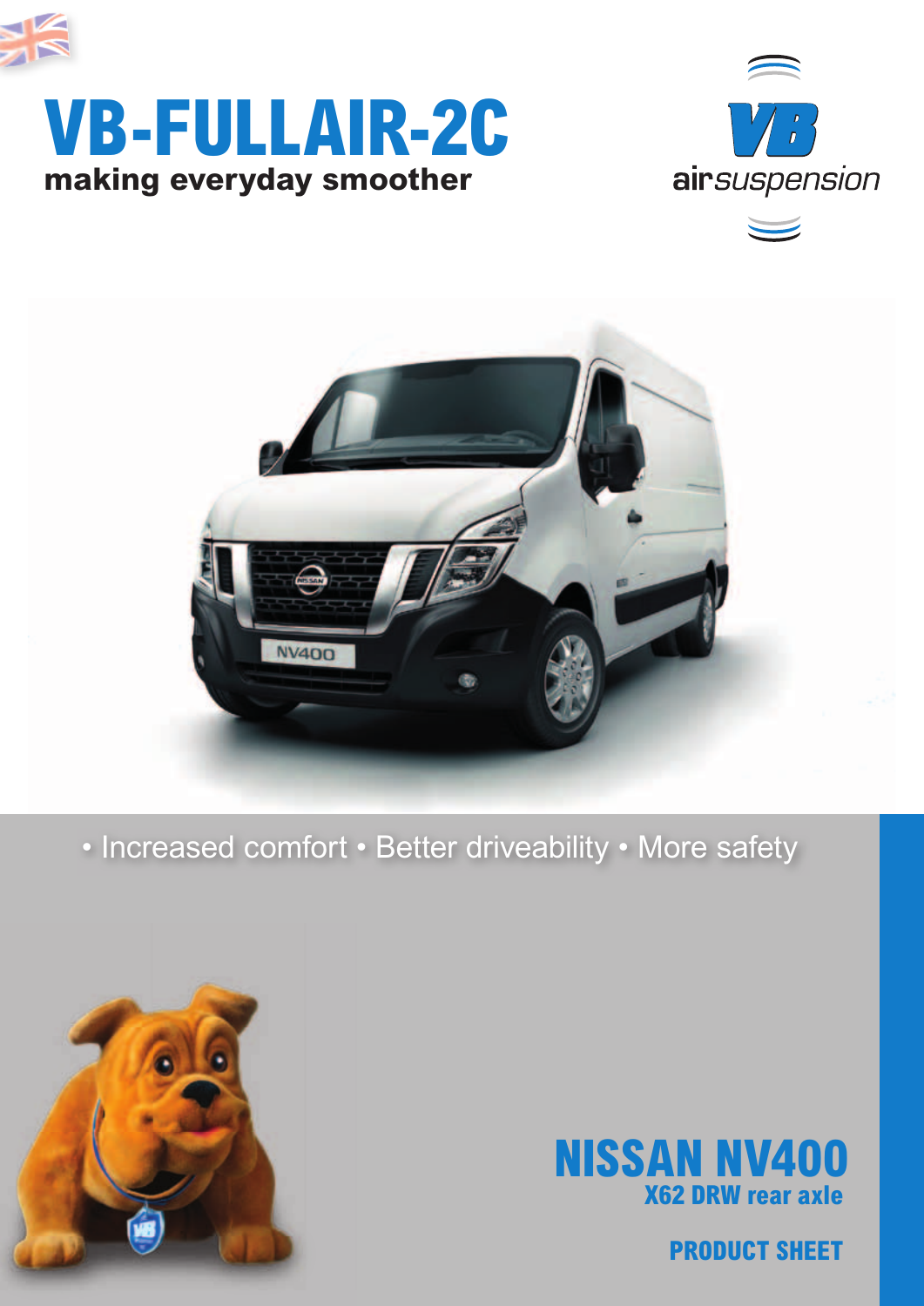# VB-FULLAIR-2C

**making everyday smoother**

VB airsuspension

• Increased comfort • Better driveability • More safety

## NISSAN NV400

### X62 DRW rear axle

**PRODUCT SHEET**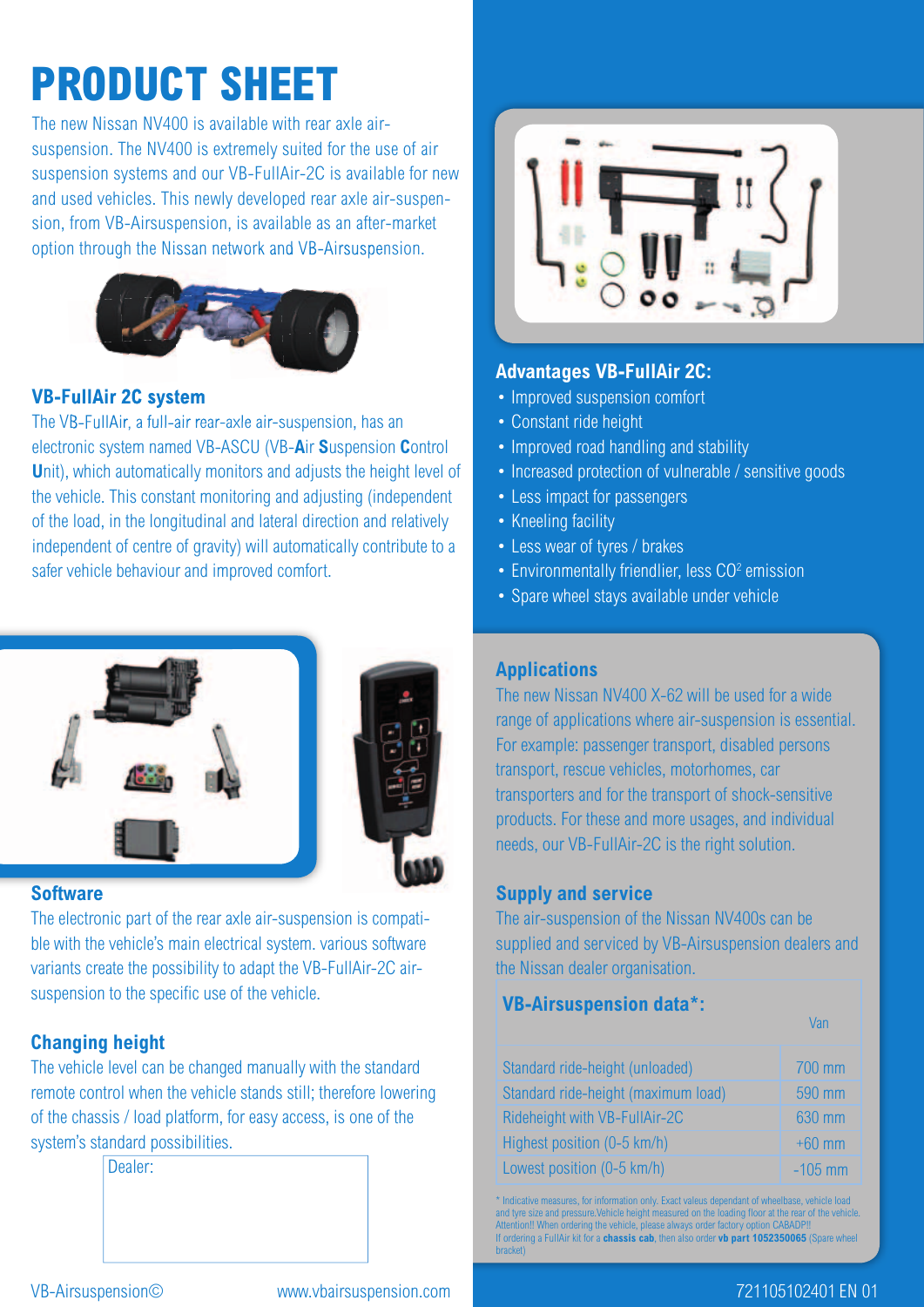# PRODUCT SHEET

The new Nissan NV400 is available with rear axle air-suspension. The NV400 is extremely suited for the use of air suspension systems and our VB-FullAir-2C is available for new and used vehicles. This newly developed rear axle air-suspension, from VB-Airsuspension, is available as an after-market option through the Nissan network and VB-Airsuspension.

## VB-FullAir 2C system

The VB-FullAir, a full-air rear-axle air-suspension, has an electronic system named VB-ASCU (VB-**A**ir **S**uspension **C**ontrol **U**nit), which automatically monitors and adjusts the height level of the vehicle. This constant monitoring and adjusting (independent of the load, in the longitudinal and lateral direction and relatively independent of centre of gravity) will automatically contribute to a safer vehicle behaviour and improved comfort.

## Software

The electronic part of the rear axle air-suspension is compatible with the vehicle's main electrical system. various software variants create the possibility to adapt the VB-FullAir-2C air-suspension to the specific use of the vehicle.

## Changing height

The vehicle level can be changed manually with the standard remote control when the vehicle stands still; therefore lowering of the chassis / load platform, for easy access, is one of the system's standard possibilities.

Dealer:

## Advantages VB-FullAir 2C:

- Improved suspension comfort
- Constant ride height
- Improved road handling and stability
- Increased protection of vulnerable / sensitive goods
- Less impact for passengers
- Kneeling facility
- Less wear of tyres / brakes
- Environmentally friendlier, less $CO^2$ emission
- Spare wheel stays available under vehicle

## Applications

The new Nissan NV400 X-62 will be used for a wide range of applications where air-suspension is essential. For example: passenger transport, disabled persons transport, rescue vehicles, motorhomes, car transporters and for the transport of shock-sensitive products. For these and more usages, and individual needs, our VB-FullAir-2C is the right solution.

## Supply and service

The air-suspension of the Nissan NV400s can be supplied and serviced by VB-Airsuspension dealers and the Nissan dealer organisation.

### VB-Airsuspension data*:

| | Van |
|---|---|
| Standard ride-height (unloaded) | 700 mm |
| Standard ride-height (maximum load) | 590 mm |
| Rideheight with VB-FullAir-2C | 630 mm |
| Highest position (0-5 km/h) | +60 mm |
| Lowest position (0-5 km/h) | -105 mm |

\* Indicative measures, for information only. Exact valeus dependant of wheelbase, vehicle load and tyre size and pressure.Vehicle height measured on the loading floor at the rear of the vehicle. Attention!! When ordering the vehicle, please always order factory option CABADP!!
If ordering a FullAir kit for a **chassis cab**, then also order **vb part 1052350065** (Spare wheel bracket)

VB-Airsuspension© www.vbairsuspension.com

721105102401 EN 01